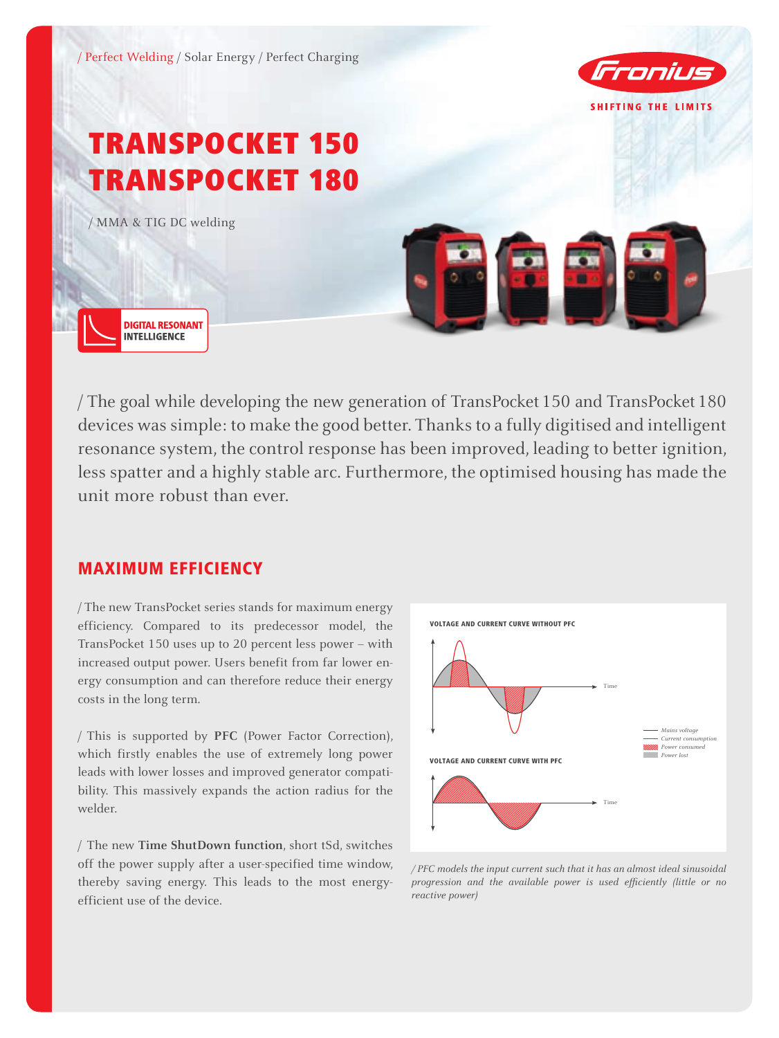/ Perfect Welding / Solar Energy / Perfect Charging

Fronius

SHIFTING THE LIMITS

# TRANSPOCKET 150
# TRANSPOCKET 180

/ MMA & TIG DC welding

DIGITAL RESONANT INTELLIGENCE

/ The goal while developing the new generation of TransPocket 150 and TransPocket 180 devices was simple: to make the good better. Thanks to a fully digitised and intelligent resonance system, the control response has been improved, leading to better ignition, less spatter and a highly stable arc. Furthermore, the optimised housing has made the unit more robust than ever.

## MAXIMUM EFFICIENCY

/ The new TransPocket series stands for maximum energy efficiency. Compared to its predecessor model, the TransPocket 150 uses up to 20 percent less power – with increased output power. Users benefit from far lower energy consumption and can therefore reduce their energy costs in the long term.

/ This is supported by **PFC** (Power Factor Correction), which firstly enables the use of extremely long power leads with lower losses and improved generator compatibility. This massively expands the action radius for the welder.

/ The new **Time ShutDown function**, short tSd, switches off the power supply after a user-specified time window, thereby saving energy. This leads to the most energy-efficient use of the device.

VOLTAGE AND CURRENT CURVE WITHOUT PFC

VOLTAGE AND CURRENT CURVE WITH PFC

Time

Mains voltage
Current consumption
Power consumed
Power lost

*/ PFC models the input current such that it has an almost ideal sinusoidal progression and the available power is used efficiently (little or no reactive power)*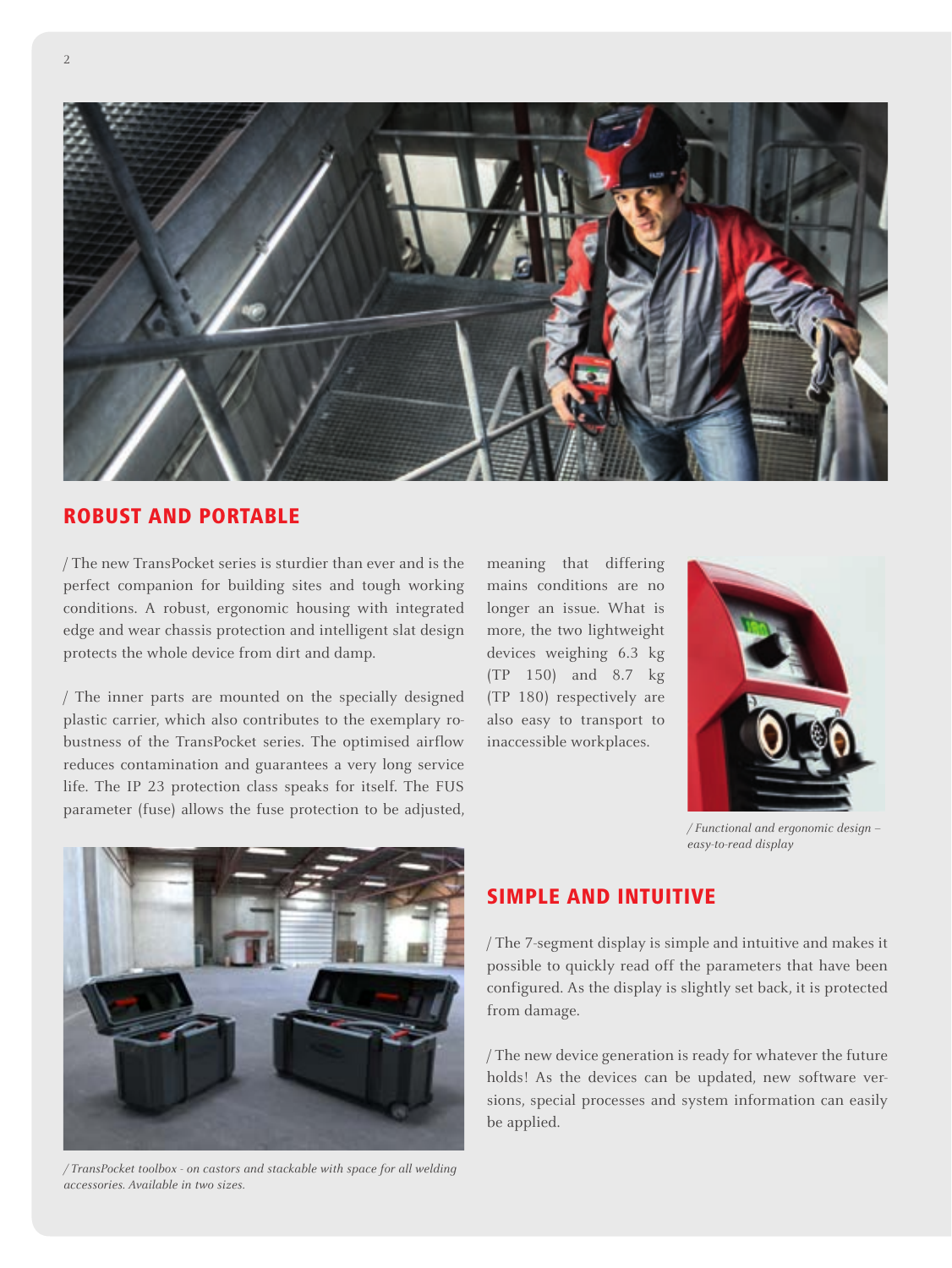## ROBUST AND PORTABLE

/ The new TransPocket series is sturdier than ever and is the perfect companion for building sites and tough working conditions. A robust, ergonomic housing with integrated edge and wear chassis protection and intelligent slat design protects the whole device from dirt and damp.

/ The inner parts are mounted on the specially designed plastic carrier, which also contributes to the exemplary robustness of the TransPocket series. The optimised airflow reduces contamination and guarantees a very long service life. The IP 23 protection class speaks for itself. The FUS parameter (fuse) allows the fuse protection to be adjusted, meaning that differing mains conditions are no longer an issue. What is more, the two lightweight devices weighing 6.3 kg (TP 150) and 8.7 kg (TP 180) respectively are also easy to transport to inaccessible workplaces.

*/ Functional and ergonomic design – easy-to-read display*

*/ TransPocket toolbox - on castors and stackable with space for all welding accessories. Available in two sizes.*

## SIMPLE AND INTUITIVE

/ The 7-segment display is simple and intuitive and makes it possible to quickly read off the parameters that have been configured. As the display is slightly set back, it is protected from damage.

/ The new device generation is ready for whatever the future holds! As the devices can be updated, new software versions, special processes and system information can easily be applied.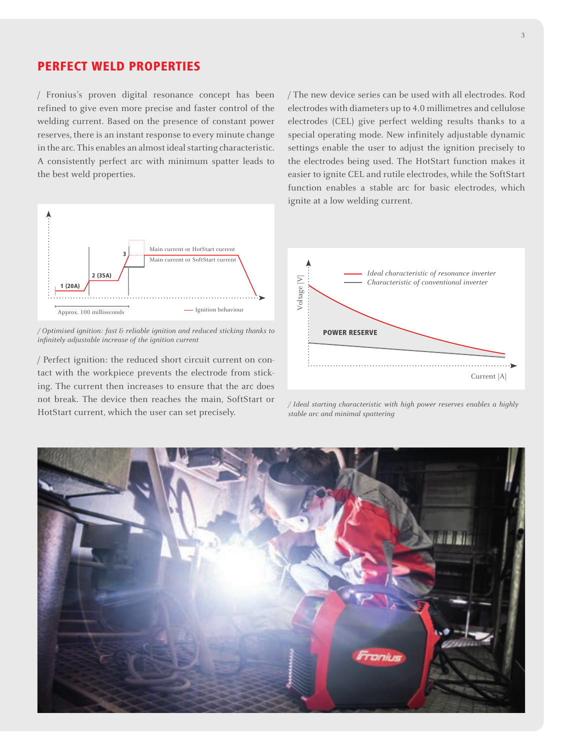## PERFECT WELD PROPERTIES

/ Fronius's proven digital resonance concept has been refined to give even more precise and faster control of the welding current. Based on the presence of constant power reserves, there is an instant response to every minute change in the arc. This enables an almost ideal starting characteristic. A consistently perfect arc with minimum spatter leads to the best weld properties.

Main current or HotStart current
Main current or SoftStart current
1 (20A)
2 (35A)
3
Approx. 100 milliseconds
— Ignition behaviour

*/ Optimised ignition: fast & reliable ignition and reduced sticking thanks to infinitely adjustable increase of the ignition current*

/ Perfect ignition: the reduced short circuit current on contact with the workpiece prevents the electrode from sticking. The current then increases to ensure that the arc does not break. The device then reaches the main, SoftStart or HotStart current, which the user can set precisely.

/ The new device series can be used with all electrodes. Rod electrodes with diameters up to 4.0 millimetres and cellulose electrodes (CEL) give perfect welding results thanks to a special operating mode. New infinitely adjustable dynamic settings enable the user to adjust the ignition precisely to the electrodes being used. The HotStart function makes it easier to ignite CEL and rutile electrodes, while the SoftStart function enables a stable arc for basic electrodes, which ignite at a low welding current.

Voltage [V]
*Ideal characteristic of resonance inverter*
*Characteristic of conventional inverter*
POWER RESERVE
Current [A]

*/ Ideal starting characteristic with high power reserves enables a highly stable arc and minimal spattering*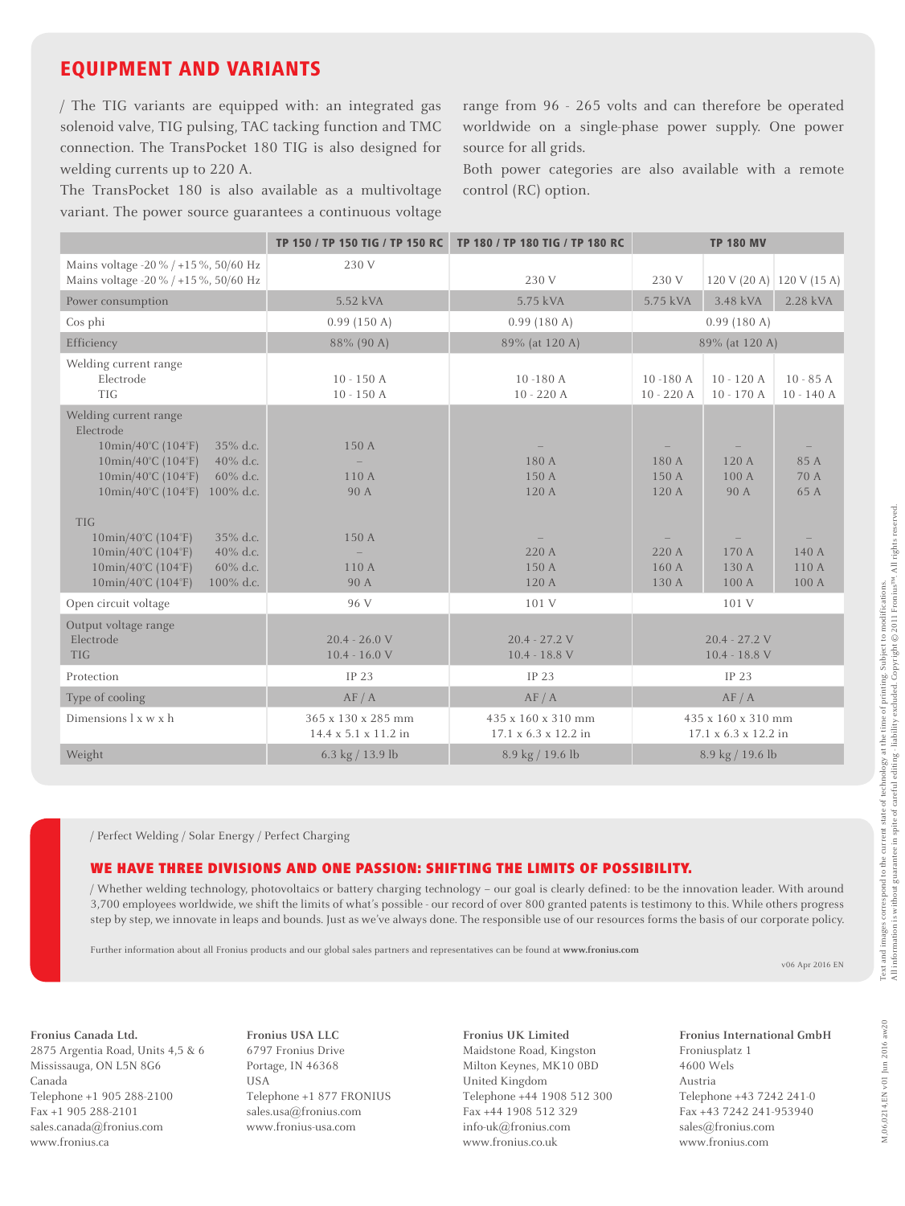## EQUIPMENT AND VARIANTS

/ The TIG variants are equipped with: an integrated gas solenoid valve, TIG pulsing, TAC tacking function and TMC connection. The TransPocket 180 TIG is also designed for welding currents up to 220 A.

The TransPocket 180 is also available as a multivoltage variant. The power source guarantees a continuous voltage range from 96 - 265 volts and can therefore be operated worldwide on a single-phase power supply. One power source for all grids.

Both power categories are also available with a remote control (RC) option.

| | TP 150 / TP 150 TIG / TP 150 RC | TP 180 / TP 180 TIG / TP 180 RC | TP 180 MV | | |
|---|---|---|---|---|---|
| Mains voltage -20 % / +15 %, 50/60 Hz<br>Mains voltage -20 % / +15 %, 50/60 Hz | 230 V | 230 V | 230 V | 120 V (20 A) | 120 V (15 A) |
| Power consumption | 5.52 kVA | 5.75 kVA | 5.75 kVA | 3.48 kVA | 2.28 kVA |
| Cos phi | 0.99 (150 A) | 0.99 (180 A) | 0.99 (180 A) | | |
| Efficiency | 88% (90 A) | 89% (at 120 A) | 89% (at 120 A) | | |
| Welding current range<br>Electrode<br>TIG | <br>10 - 150 A<br>10 - 150 A | <br>10 -180 A<br>10 - 220 A | <br>10 -180 A<br>10 - 220 A | <br>10 - 120 A<br>10 - 170 A | <br>10 - 85 A<br>10 - 140 A |
| Welding current range<br>Electrode<br>10min/40°C (104°F) 35% d.c.<br>10min/40°C (104°F) 40% d.c.<br>10min/40°C (104°F) 60% d.c.<br>10min/40°C (104°F) 100% d.c. | <br><br>150 A<br>–<br>110 A<br>90 A | <br><br>–<br>180 A<br>150 A<br>120 A | <br><br>–<br>180 A<br>150 A<br>120 A | <br><br>–<br>120 A<br>100 A<br>90 A | <br><br>–<br>85 A<br>70 A<br>65 A |
| TIG<br>10min/40°C (104°F) 35% d.c.<br>10min/40°C (104°F) 40% d.c.<br>10min/40°C (104°F) 60% d.c.<br>10min/40°C (104°F) 100% d.c. | <br>150 A<br>–<br>110 A<br>90 A | <br>–<br>220 A<br>150 A<br>120 A | <br>–<br>220 A<br>160 A<br>130 A | <br>–<br>170 A<br>130 A<br>100 A | <br>–<br>140 A<br>110 A<br>100 A |
| Open circuit voltage | 96 V | 101 V | 101 V | | |
| Output voltage range<br>Electrode<br>TIG | <br>20.4 - 26.0 V<br>10.4 - 16.0 V | <br>20.4 - 27.2 V<br>10.4 - 18.8 V | <br>20.4 - 27.2 V<br>10.4 - 18.8 V | | |
| Protection | IP 23 | IP 23 | IP 23 | | |
| Type of cooling | AF / A | AF / A | AF / A | | |
| Dimensions l x w x h | 365 x 130 x 285 mm<br>14.4 x 5.1 x 11.2 in | 435 x 160 x 310 mm<br>17.1 x 6.3 x 12.2 in | 435 x 160 x 310 mm<br>17.1 x 6.3 x 12.2 in | | |
| Weight | 6.3 kg / 13.9 lb | 8.9 kg / 19.6 lb | 8.9 kg / 19.6 lb | | |

/ Perfect Welding / Solar Energy / Perfect Charging

### WE HAVE THREE DIVISIONS AND ONE PASSION: SHIFTING THE LIMITS OF POSSIBILITY.

/ Whether welding technology, photovoltaics or battery charging technology – our goal is clearly defined: to be the innovation leader. With around 3,700 employees worldwide, we shift the limits of what's possible - our record of over 800 granted patents is testimony to this. While others progress step by step, we innovate in leaps and bounds. Just as we've always done. The responsible use of our resources forms the basis of our corporate policy.

Further information about all Fronius products and our global sales partners and representatives can be found at **www.fronius.com**

v06 Apr 2016 EN

Text and images correspond to the current state of technology at the time of printing. Subject to modifications. All information is without guarantee in spite of careful editing - liability excluded. Copyright © 2011 Fronius™. All rights reserved.

M,06,0214,EN v01 Jun 2016 aw20

**Fronius Canada Ltd.**
2875 Argentia Road, Units 4,5 & 6
Mississauga, ON L5N 8G6
Canada
Telephone +1 905 288-2100
Fax +1 905 288-2101
sales.canada@fronius.com
www.fronius.ca

**Fronius USA LLC**
6797 Fronius Drive
Portage, IN 46368
USA
Telephone +1 877 FRONIUS
sales.usa@fronius.com
www.fronius-usa.com

**Fronius UK Limited**
Maidstone Road, Kingston
Milton Keynes, MK10 0BD
United Kingdom
Telephone +44 1908 512 300
Fax +44 1908 512 329
info-uk@fronius.com
www.fronius.co.uk

**Fronius International GmbH**
Froniusplatz 1
4600 Wels
Austria
Telephone +43 7242 241-0
Fax +43 7242 241-953940
sales@fronius.com
www.fronius.com